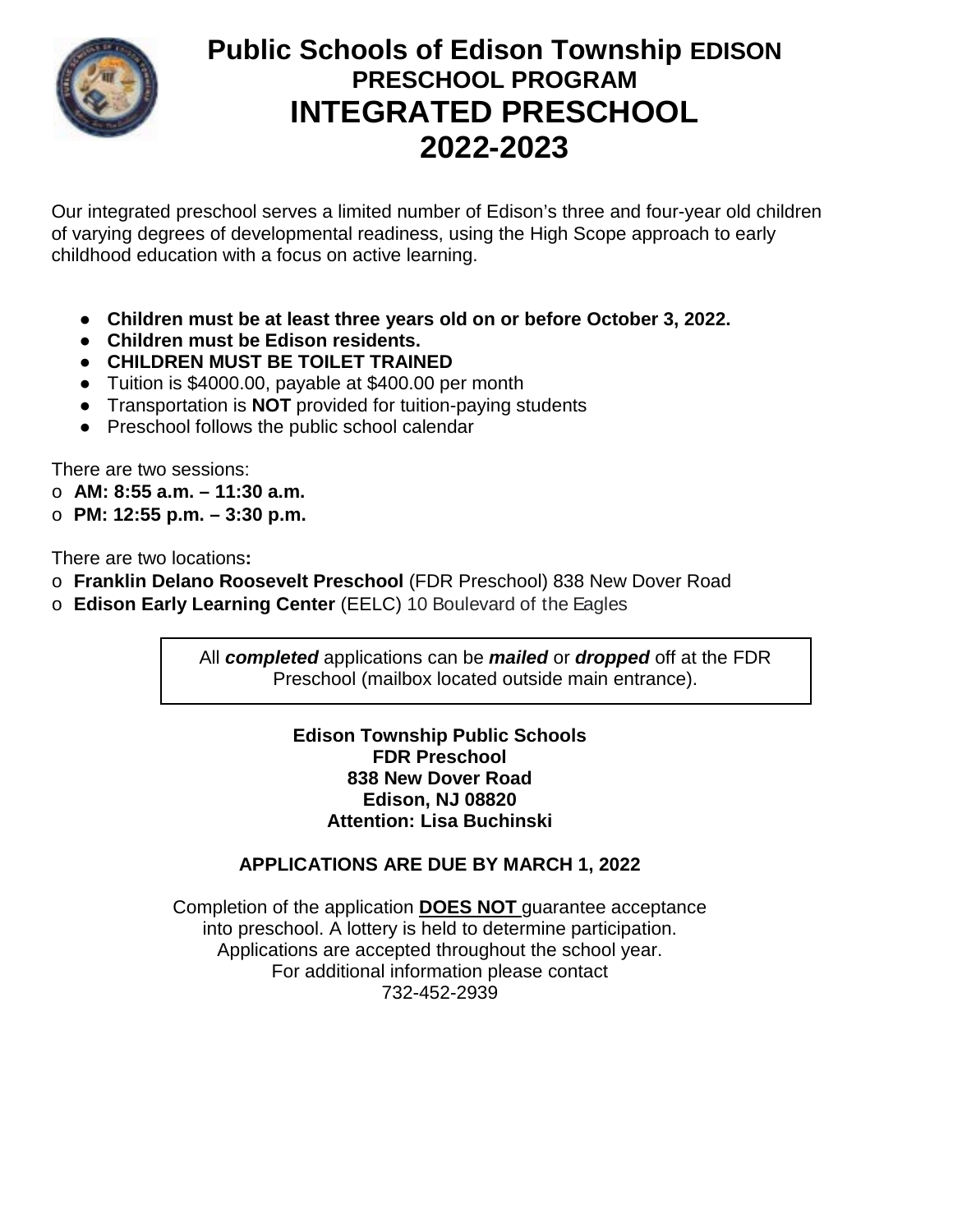# Public Schools of Edison Township EDISON PRESCHOOL PROGRAM INTEGRATED PRESCHOOL 2022-2023

Our integrated preschool serves a limited number of Edison's three and four-year old children of varying degrees of developmental readiness, using the High Scope approach to early childhood education with a focus on active learning.

- **Children must be at least three years old on or before October 3, 2022.**
- **Children must be Edison residents.**
- **CHILDREN MUST BE TOILET TRAINED**
- Tuition is $4000.00, payable at $400.00 per month
- Transportation is **NOT** provided for tuition-paying students
- Preschool follows the public school calendar

There are two sessions:

- **AM: 8:55 a.m. – 11:30 a.m.**
- **PM: 12:55 p.m. – 3:30 p.m.**

There are two locations**:**

- **Franklin Delano Roosevelt Preschool** (FDR Preschool) 838 New Dover Road
- **Edison Early Learning Center** (EELC) 10 Boulevard of the Eagles

All ***completed*** applications can be ***mailed*** or ***dropped*** off at the FDR Preschool (mailbox located outside main entrance).

**Edison Township Public Schools**
**FDR Preschool**
**838 New Dover Road**
**Edison, NJ 08820**
**Attention: Lisa Buchinski**

**APPLICATIONS ARE DUE BY MARCH 1, 2022**

Completion of the application **DOES NOT** guarantee acceptance into preschool. A lottery is held to determine participation. Applications are accepted throughout the school year. For additional information please contact 732-452-2939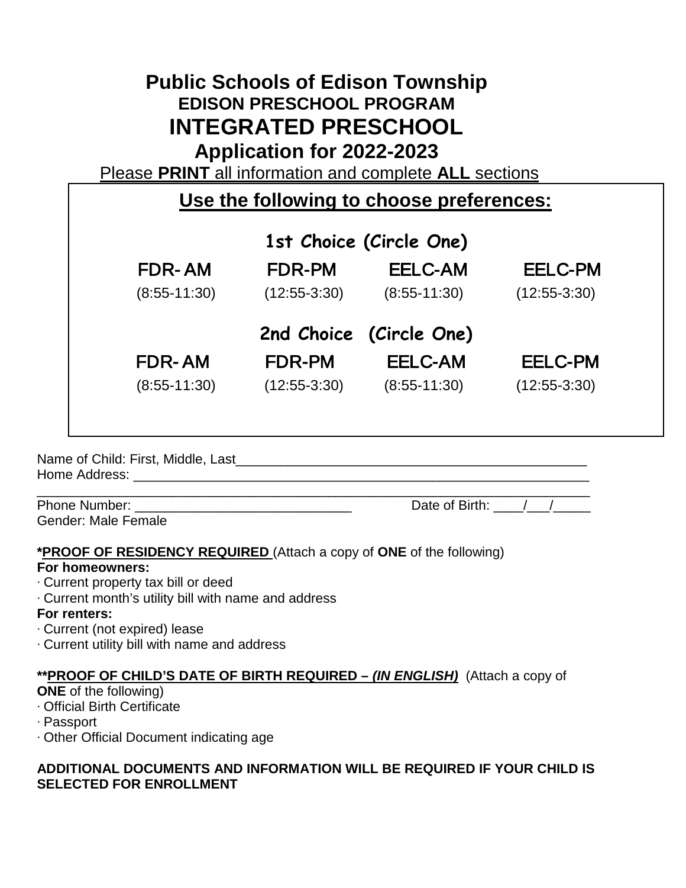# Public Schools of Edison Township

## EDISON PRESCHOOL PROGRAM

## INTEGRATED PRESCHOOL

## Application for 2022-2023

Please **PRINT** all information and complete **ALL** sections

**Use the following to choose preferences:**

**1st Choice (Circle One)**

| FDR- AM | FDR-PM | EELC-AM | EELC-PM |
|---|---|---|---|
| (8:55-11:30) | (12:55-3:30) | (8:55-11:30) | (12:55-3:30) |

**2nd Choice (Circle One)**

| FDR- AM | FDR-PM | EELC-AM | EELC-PM |
|---|---|---|---|
| (8:55-11:30) | (12:55-3:30) | (8:55-11:30) | (12:55-3:30) |

Name of Child: First, Middle, Last_______________________________________________

Home Address: ___________________________________________________________

_________________________________________________________________________

Phone Number: ____________________________ Date of Birth: ____/___/_____

Gender: Male Female

***PROOF OF RESIDENCY REQUIRED** (Attach a copy of **ONE** of the following)

**For homeowners:**

· Current property tax bill or deed

· Current month's utility bill with name and address

**For renters:**

· Current (not expired) lease

· Current utility bill with name and address

****PROOF OF CHILD'S DATE OF BIRTH REQUIRED – *(IN ENGLISH)*** (Attach a copy of **ONE** of the following)

· Official Birth Certificate

· Passport

· Other Official Document indicating age

**ADDITIONAL DOCUMENTS AND INFORMATION WILL BE REQUIRED IF YOUR CHILD IS SELECTED FOR ENROLLMENT**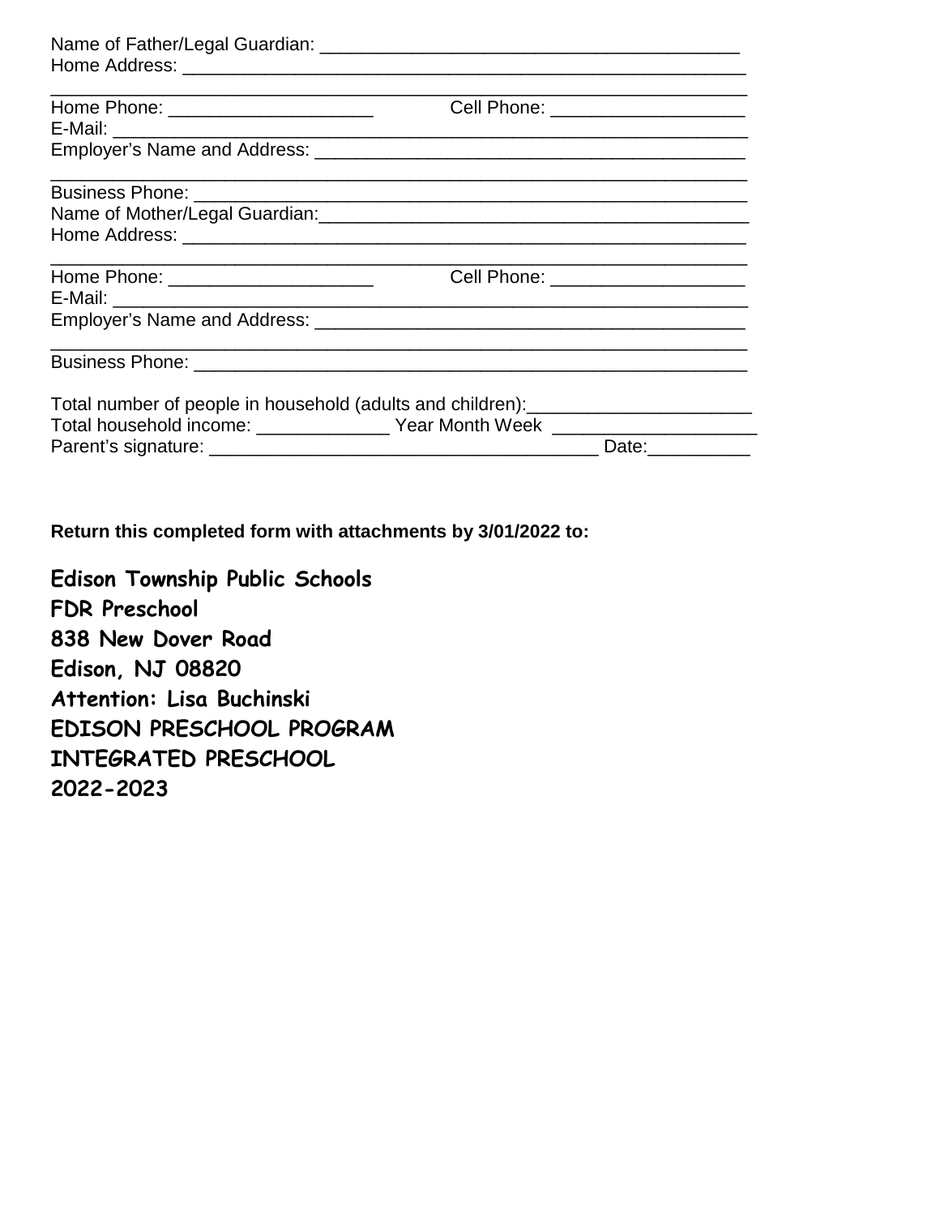Name of Father/Legal Guardian: ________________________________________
Home Address: ______________________________________________________
______________________________________________________________________
Home Phone: ____________________ Cell Phone: ___________________
E-Mail: _____________________________________________________________
Employer's Name and Address: ___________________________________________
______________________________________________________________________
Business Phone: _____________________________________________________
Name of Mother/Legal Guardian:__________________________________________
Home Address: ______________________________________________________
______________________________________________________________________
Home Phone: ____________________ Cell Phone: ___________________
E-Mail: _____________________________________________________________
Employer's Name and Address: ___________________________________________
______________________________________________________________________
Business Phone: _____________________________________________________

Total number of people in household (adults and children):______________________
Total household income: _____________ Year Month Week ____________________
Parent's signature: ______________________________________ Date:__________

**Return this completed form with attachments by 3/01/2022 to:**

**Edison Township Public Schools**
**FDR Preschool**
**838 New Dover Road**
**Edison, NJ 08820**
**Attention: Lisa Buchinski**
**EDISON PRESCHOOL PROGRAM**
**INTEGRATED PRESCHOOL**
**2022-2023**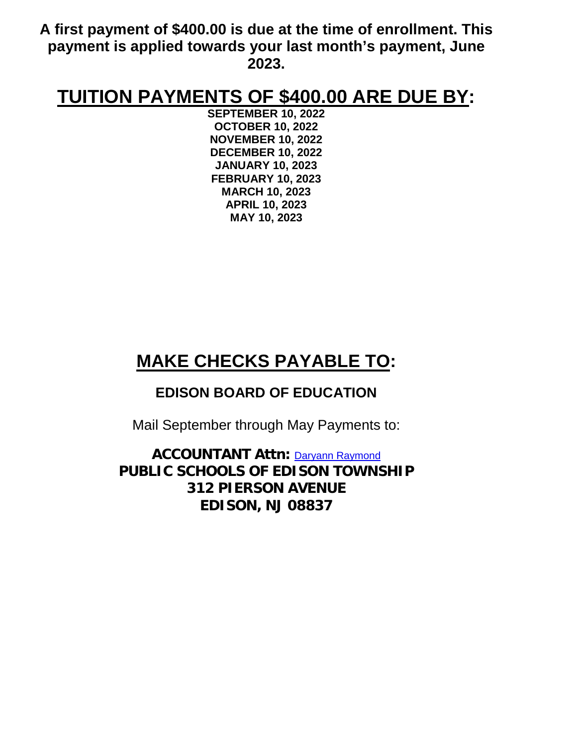**A first payment of $400.00 is due at the time of enrollment. This payment is applied towards your last month's payment, June 2023.**

## TUITION PAYMENTS OF $400.00 ARE DUE BY:

**SEPTEMBER 10, 2022**
**OCTOBER 10, 2022**
**NOVEMBER 10, 2022**
**DECEMBER 10, 2022**
**JANUARY 10, 2023**
**FEBRUARY 10, 2023**
**MARCH 10, 2023**
**APRIL 10, 2023**
**MAY 10, 2023**

## MAKE CHECKS PAYABLE TO:

**EDISON BOARD OF EDUCATION**

Mail September through May Payments to:

**ACCOUNTANT Attn:** Daryann Raymond
**PUBLIC SCHOOLS OF EDISON TOWNSHIP**
**312 PIERSON AVENUE**
**EDISON, NJ 08837**